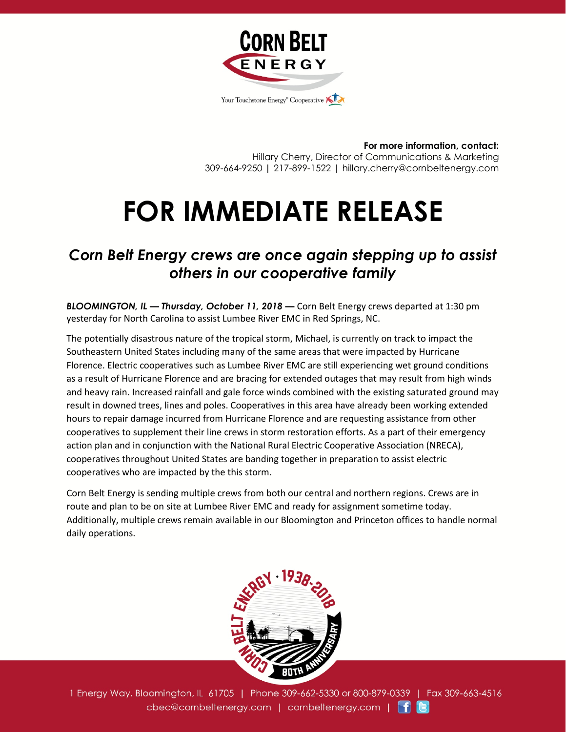**For more information, contact:**
Hillary Cherry, Director of Communications & Marketing
309-664-9250 | 217-899-1522 | hillary.cherry@cornbeltenergy.com

# FOR IMMEDIATE RELEASE

## *Corn Belt Energy crews are once again stepping up to assist others in our cooperative family*

***BLOOMINGTON, IL — Thursday, October 11, 2018 —*** Corn Belt Energy crews departed at 1:30 pm yesterday for North Carolina to assist Lumbee River EMC in Red Springs, NC.

The potentially disastrous nature of the tropical storm, Michael, is currently on track to impact the Southeastern United States including many of the same areas that were impacted by Hurricane Florence. Electric cooperatives such as Lumbee River EMC are still experiencing wet ground conditions as a result of Hurricane Florence and are bracing for extended outages that may result from high winds and heavy rain. Increased rainfall and gale force winds combined with the existing saturated ground may result in downed trees, lines and poles. Cooperatives in this area have already been working extended hours to repair damage incurred from Hurricane Florence and are requesting assistance from other cooperatives to supplement their line crews in storm restoration efforts. As a part of their emergency action plan and in conjunction with the National Rural Electric Cooperative Association (NRECA), cooperatives throughout United States are banding together in preparation to assist electric cooperatives who are impacted by the this storm.

Corn Belt Energy is sending multiple crews from both our central and northern regions. Crews are in route and plan to be on site at Lumbee River EMC and ready for assignment sometime today. Additionally, multiple crews remain available in our Bloomington and Princeton offices to handle normal daily operations.

1 Energy Way, Bloomington, IL 61705 | Phone 309-662-5330 or 800-879-0339 | Fax 309-663-4516
cbec@cornbeltenergy.com | cornbeltenergy.com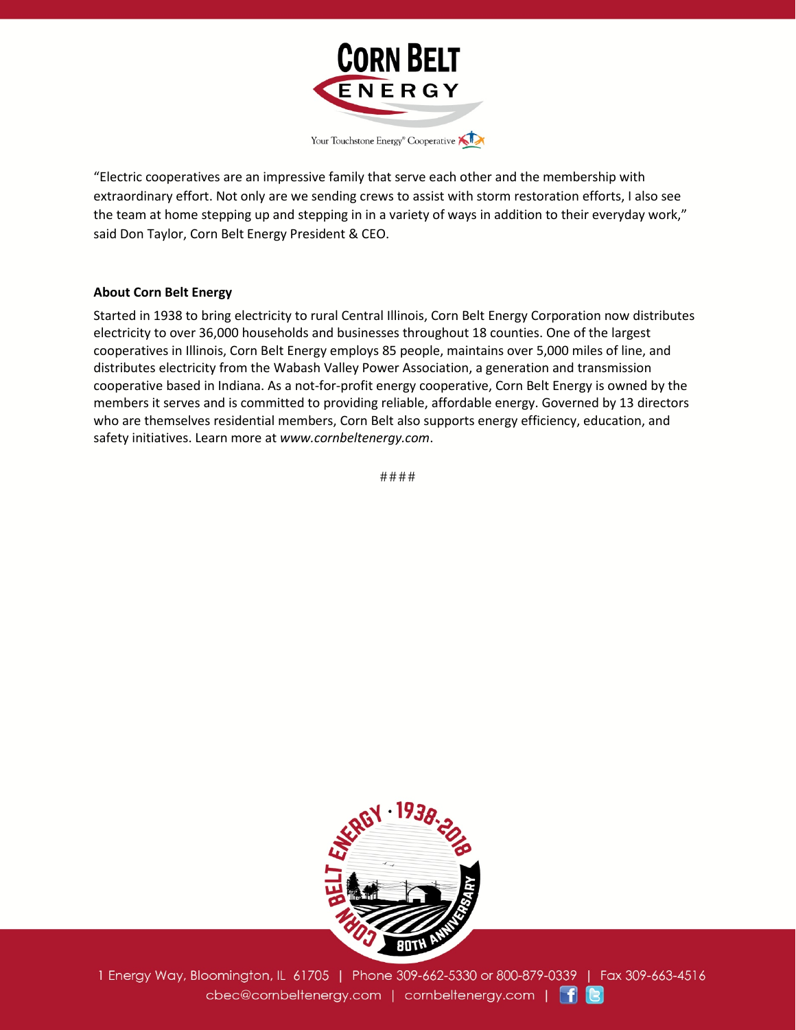"Electric cooperatives are an impressive family that serve each other and the membership with extraordinary effort. Not only are we sending crews to assist with storm restoration efforts, I also see the team at home stepping up and stepping in in a variety of ways in addition to their everyday work," said Don Taylor, Corn Belt Energy President & CEO.

**About Corn Belt Energy**

Started in 1938 to bring electricity to rural Central Illinois, Corn Belt Energy Corporation now distributes electricity to over 36,000 households and businesses throughout 18 counties. One of the largest cooperatives in Illinois, Corn Belt Energy employs 85 people, maintains over 5,000 miles of line, and distributes electricity from the Wabash Valley Power Association, a generation and transmission cooperative based in Indiana. As a not-for-profit energy cooperative, Corn Belt Energy is owned by the members it serves and is committed to providing reliable, affordable energy. Governed by 13 directors who are themselves residential members, Corn Belt also supports energy efficiency, education, and safety initiatives. Learn more at *www.cornbeltenergy.com*.

####